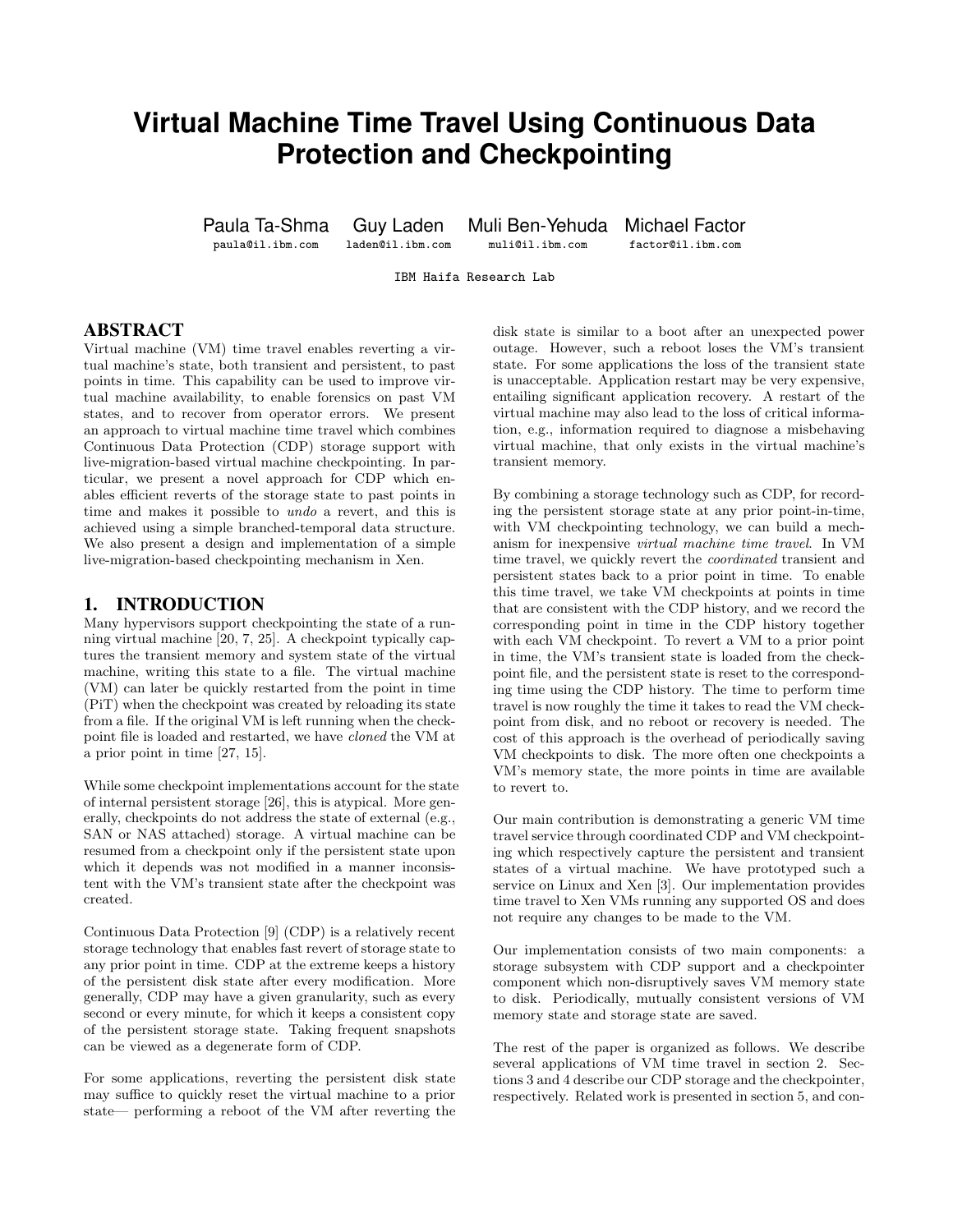# Virtual Machine Time Travel Using Continuous Data Protection and Checkpointing

Paula Ta-Shma  
paula@il.ibm.com

Guy Laden  
laden@il.ibm.com

Muli Ben-Yehuda  
muli@il.ibm.com

Michael Factor  
factor@il.ibm.com

IBM Haifa Research Lab

## ABSTRACT

Virtual machine (VM) time travel enables reverting a virtual machine's state, both transient and persistent, to past points in time. This capability can be used to improve virtual machine availability, to enable forensics on past VM states, and to recover from operator errors. We present an approach to virtual machine time travel which combines Continuous Data Protection (CDP) storage support with live-migration-based virtual machine checkpointing. In particular, we present a novel approach for CDP which enables efficient reverts of the storage state to past points in time and makes it possible to *undo* a revert, and this is achieved using a simple branched-temporal data structure. We also present a design and implementation of a simple live-migration-based checkpointing mechanism in Xen.

## 1. INTRODUCTION

Many hypervisors support checkpointing the state of a running virtual machine [20, 7, 25]. A checkpoint typically captures the transient memory and system state of the virtual machine, writing this state to a file. The virtual machine (VM) can later be quickly restarted from the point in time (PiT) when the checkpoint was created by reloading its state from a file. If the original VM is left running when the checkpoint file is loaded and restarted, we have *cloned* the VM at a prior point in time [27, 15].

While some checkpoint implementations account for the state of internal persistent storage [26], this is atypical. More generally, checkpoints do not address the state of external (e.g., SAN or NAS attached) storage. A virtual machine can be resumed from a checkpoint only if the persistent state upon which it depends was not modified in a manner inconsistent with the VM's transient state after the checkpoint was created.

Continuous Data Protection [9] (CDP) is a relatively recent storage technology that enables fast revert of storage state to any prior point in time. CDP at the extreme keeps a history of the persistent disk state after every modification. More generally, CDP may have a given granularity, such as every second or every minute, for which it keeps a consistent copy of the persistent storage state. Taking frequent snapshots can be viewed as a degenerate form of CDP.

For some applications, reverting the persistent disk state may suffice to quickly reset the virtual machine to a prior state— performing a reboot of the VM after reverting the disk state is similar to a boot after an unexpected power outage. However, such a reboot loses the VM's transient state. For some applications the loss of the transient state is unacceptable. Application restart may be very expensive, entailing significant application recovery. A restart of the virtual machine may also lead to the loss of critical information, e.g., information required to diagnose a misbehaving virtual machine, that only exists in the virtual machine's transient memory.

By combining a storage technology such as CDP, for recording the persistent storage state at any prior point-in-time, with VM checkpointing technology, we can build a mechanism for inexpensive *virtual machine time travel*. In VM time travel, we quickly revert the *coordinated* transient and persistent states back to a prior point in time. To enable this time travel, we take VM checkpoints at points in time that are consistent with the CDP history, and we record the corresponding point in time in the CDP history together with each VM checkpoint. To revert a VM to a prior point in time, the VM's transient state is loaded from the checkpoint file, and the persistent state is reset to the corresponding time using the CDP history. The time to perform time travel is now roughly the time it takes to read the VM checkpoint from disk, and no reboot or recovery is needed. The cost of this approach is the overhead of periodically saving VM checkpoints to disk. The more often one checkpoints a VM's memory state, the more points in time are available to revert to.

Our main contribution is demonstrating a generic VM time travel service through coordinated CDP and VM checkpointing which respectively capture the persistent and transient states of a virtual machine. We have prototyped such a service on Linux and Xen [3]. Our implementation provides time travel to Xen VMs running any supported OS and does not require any changes to be made to the VM.

Our implementation consists of two main components: a storage subsystem with CDP support and a checkpointer component which non-disruptively saves VM memory state to disk. Periodically, mutually consistent versions of VM memory state and storage state are saved.

The rest of the paper is organized as follows. We describe several applications of VM time travel in section 2. Sections 3 and 4 describe our CDP storage and the checkpointer, respectively. Related work is presented in section 5, and con-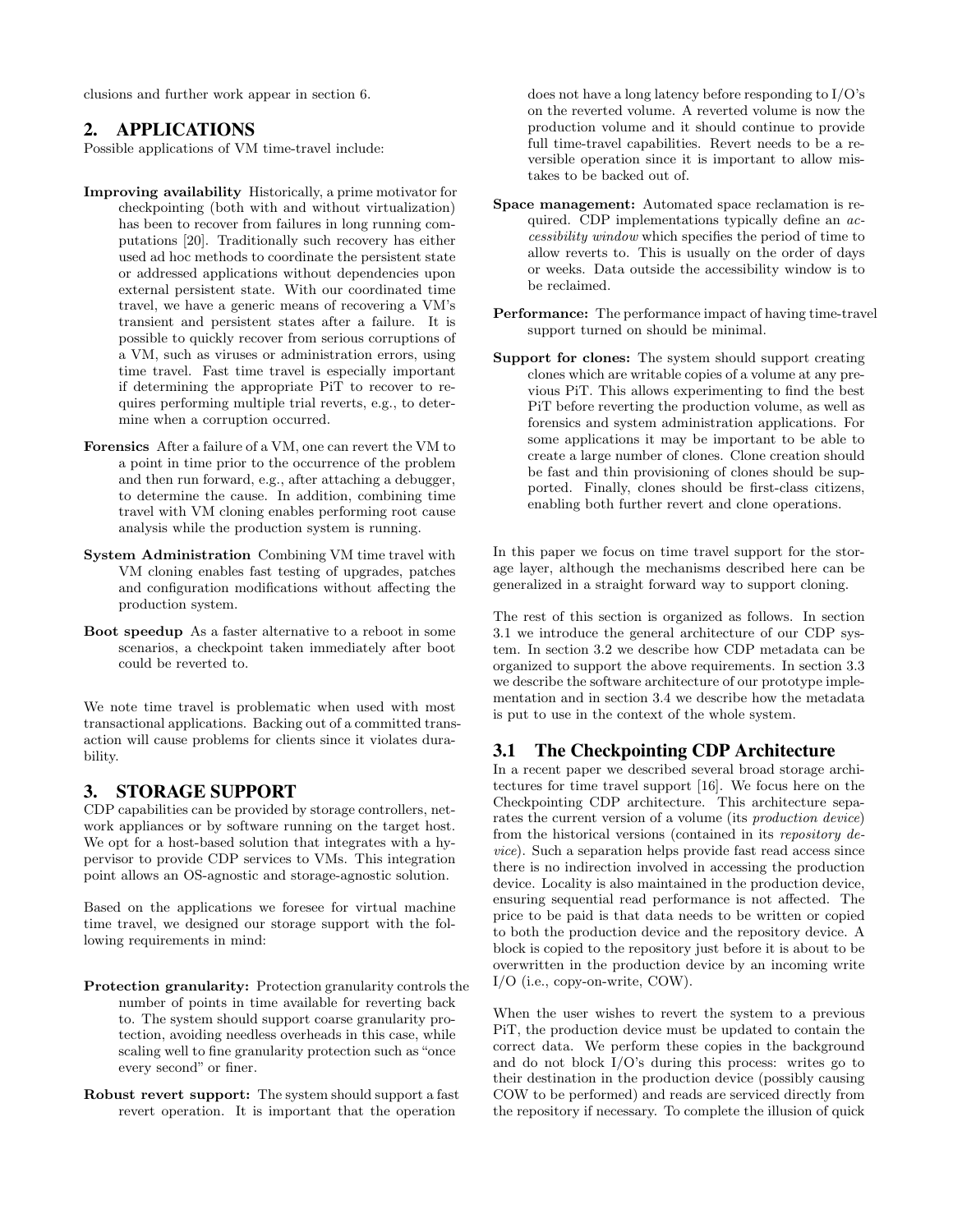clusions and further work appear in section 6.

## 2. APPLICATIONS

Possible applications of VM time-travel include:

**Improving availability** Historically, a prime motivator for checkpointing (both with and without virtualization) has been to recover from failures in long running computations [20]. Traditionally such recovery has either used ad hoc methods to coordinate the persistent state or addressed applications without dependencies upon external persistent state. With our coordinated time travel, we have a generic means of recovering a VM's transient and persistent states after a failure. It is possible to quickly recover from serious corruptions of a VM, such as viruses or administration errors, using time travel. Fast time travel is especially important if determining the appropriate PiT to recover to requires performing multiple trial reverts, e.g., to determine when a corruption occurred.

**Forensics** After a failure of a VM, one can revert the VM to a point in time prior to the occurrence of the problem and then run forward, e.g., after attaching a debugger, to determine the cause. In addition, combining time travel with VM cloning enables performing root cause analysis while the production system is running.

**System Administration** Combining VM time travel with VM cloning enables fast testing of upgrades, patches and configuration modifications without affecting the production system.

**Boot speedup** As a faster alternative to a reboot in some scenarios, a checkpoint taken immediately after boot could be reverted to.

We note time travel is problematic when used with most transactional applications. Backing out of a committed transaction will cause problems for clients since it violates durability.

## 3. STORAGE SUPPORT

CDP capabilities can be provided by storage controllers, network appliances or by software running on the target host. We opt for a host-based solution that integrates with a hypervisor to provide CDP services to VMs. This integration point allows an OS-agnostic and storage-agnostic solution.

Based on the applications we foresee for virtual machine time travel, we designed our storage support with the following requirements in mind:

**Protection granularity:** Protection granularity controls the number of points in time available for reverting back to. The system should support coarse granularity protection, avoiding needless overheads in this case, while scaling well to fine granularity protection such as "once every second" or finer.

**Robust revert support:** The system should support a fast revert operation. It is important that the operation does not have a long latency before responding to I/O's on the reverted volume. A reverted volume is now the production volume and it should continue to provide full time-travel capabilities. Revert needs to be a reversible operation since it is important to allow mistakes to be backed out of.

**Space management:** Automated space reclamation is required. CDP implementations typically define an *accessibility window* which specifies the period of time to allow reverts to. This is usually on the order of days or weeks. Data outside the accessibility window is to be reclaimed.

**Performance:** The performance impact of having time-travel support turned on should be minimal.

**Support for clones:** The system should support creating clones which are writable copies of a volume at any previous PiT. This allows experimenting to find the best PiT before reverting the production volume, as well as forensics and system administration applications. For some applications it may be important to be able to create a large number of clones. Clone creation should be fast and thin provisioning of clones should be supported. Finally, clones should be first-class citizens, enabling both further revert and clone operations.

In this paper we focus on time travel support for the storage layer, although the mechanisms described here can be generalized in a straight forward way to support cloning.

The rest of this section is organized as follows. In section 3.1 we introduce the general architecture of our CDP system. In section 3.2 we describe how CDP metadata can be organized to support the above requirements. In section 3.3 we describe the software architecture of our prototype implementation and in section 3.4 we describe how the metadata is put to use in the context of the whole system.

### 3.1 The Checkpointing CDP Architecture

In a recent paper we described several broad storage architectures for time travel support [16]. We focus here on the Checkpointing CDP architecture. This architecture separates the current version of a volume (its *production device*) from the historical versions (contained in its *repository device*). Such a separation helps provide fast read access since there is no indirection involved in accessing the production device. Locality is also maintained in the production device, ensuring sequential read performance is not affected. The price to be paid is that data needs to be written or copied to both the production device and the repository device. A block is copied to the repository just before it is about to be overwritten in the production device by an incoming write I/O (i.e., copy-on-write, COW).

When the user wishes to revert the system to a previous PiT, the production device must be updated to contain the correct data. We perform these copies in the background and do not block I/O's during this process: writes go to their destination in the production device (possibly causing COW to be performed) and reads are serviced directly from the repository if necessary. To complete the illusion of quick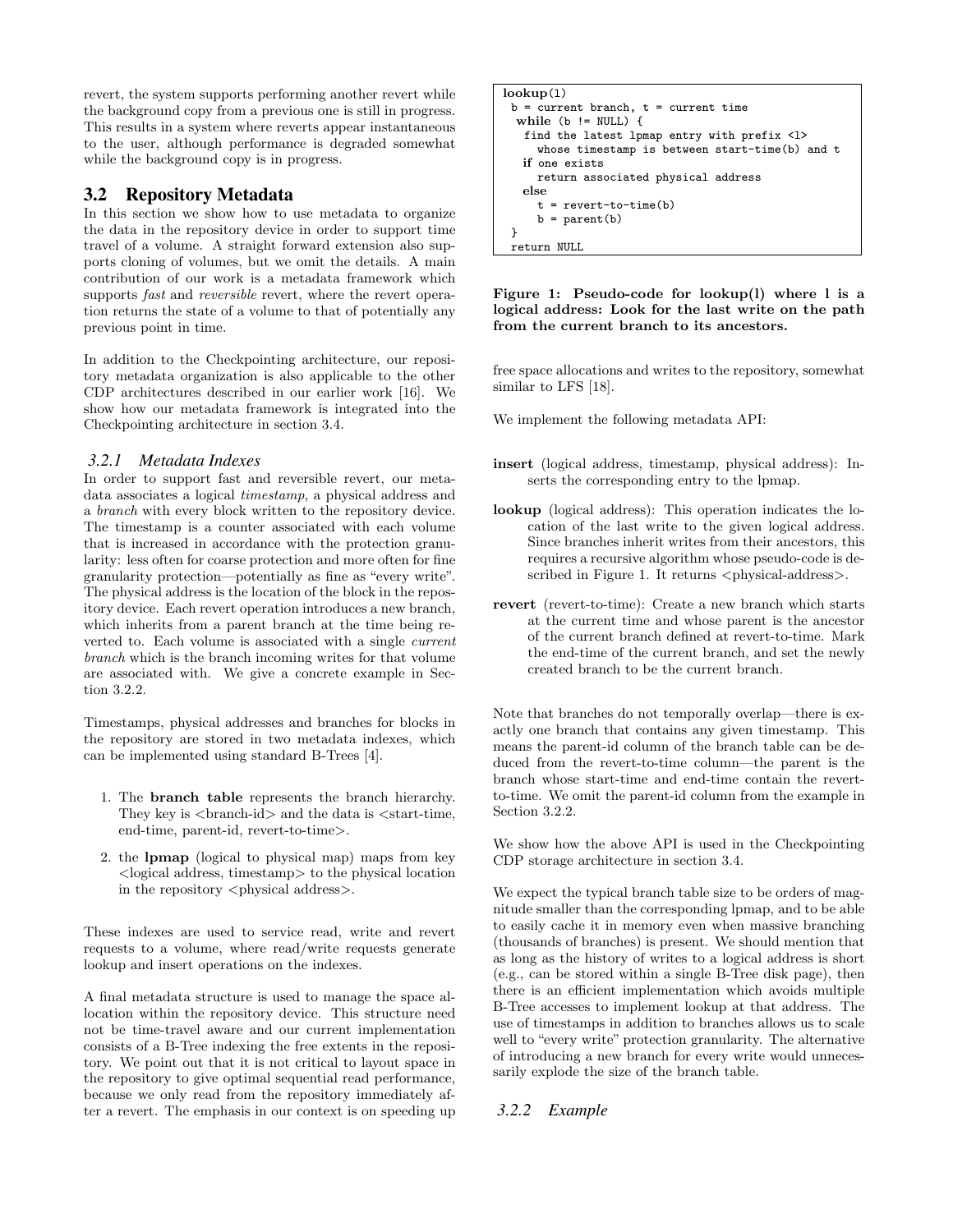revert, the system supports performing another revert while the background copy from a previous one is still in progress. This results in a system where reverts appear instantaneous to the user, although performance is degraded somewhat while the background copy is in progress.

## 3.2 Repository Metadata

In this section we show how to use metadata to organize the data in the repository device in order to support time travel of a volume. A straight forward extension also supports cloning of volumes, but we omit the details. A main contribution of our work is a metadata framework which supports *fast* and *reversible* revert, where the revert operation returns the state of a volume to that of potentially any previous point in time.

In addition to the Checkpointing architecture, our repository metadata organization is also applicable to the other CDP architectures described in our earlier work [16]. We show how our metadata framework is integrated into the Checkpointing architecture in section 3.4.

### 3.2.1 Metadata Indexes

In order to support fast and reversible revert, our metadata associates a logical *timestamp*, a physical address and a *branch* with every block written to the repository device. The timestamp is a counter associated with each volume that is increased in accordance with the protection granularity: less often for coarse protection and more often for fine granularity protection—potentially as fine as "every write". The physical address is the location of the block in the repository device. Each revert operation introduces a new branch, which inherits from a parent branch at the time being reverted to. Each volume is associated with a single *current branch* which is the branch incoming writes for that volume are associated with. We give a concrete example in Section 3.2.2.

Timestamps, physical addresses and branches for blocks in the repository are stored in two metadata indexes, which can be implemented using standard B-Trees [4].

1. The **branch table** represents the branch hierarchy. They key is <branch-id> and the data is <start-time, end-time, parent-id, revert-to-time>.
2. the **lpmap** (logical to physical map) maps from key <logical address, timestamp> to the physical location in the repository <physical address>.

These indexes are used to service read, write and revert requests to a volume, where read/write requests generate lookup and insert operations on the indexes.

A final metadata structure is used to manage the space allocation within the repository device. This structure need not be time-travel aware and our current implementation consists of a B-Tree indexing the free extents in the repository. We point out that it is not critical to layout space in the repository to give optimal sequential read performance, because we only read from the repository immediately after a revert. The emphasis in our context is on speeding up free space allocations and writes to the repository, somewhat similar to LFS [18].

```
lookup(l)
 b = current branch, t = current time
  while (b != NULL) {
   find the latest lpmap entry with prefix <l>
     whose timestamp is between start-time(b) and t
   if one exists
     return associated physical address
   else
     t = revert-to-time(b)
     b = parent(b)
 }
 return NULL
```

**Figure 1: Pseudo-code for lookup(l) where l is a logical address: Look for the last write on the path from the current branch to its ancestors.**

We implement the following metadata API:

**insert** (logical address, timestamp, physical address): Inserts the corresponding entry to the lpmap.

**lookup** (logical address): This operation indicates the location of the last write to the given logical address. Since branches inherit writes from their ancestors, this requires a recursive algorithm whose pseudo-code is described in Figure 1. It returns <physical-address>.

**revert** (revert-to-time): Create a new branch which starts at the current time and whose parent is the ancestor of the current branch defined at revert-to-time. Mark the end-time of the current branch, and set the newly created branch to be the current branch.

Note that branches do not temporally overlap—there is exactly one branch that contains any given timestamp. This means the parent-id column of the branch table can be deduced from the revert-to-time column—the parent is the branch whose start-time and end-time contain the revert-to-time. We omit the parent-id column from the example in Section 3.2.2.

We show how the above API is used in the Checkpointing CDP storage architecture in section 3.4.

We expect the typical branch table size to be orders of magnitude smaller than the corresponding lpmap, and to be able to easily cache it in memory even when massive branching (thousands of branches) is present. We should mention that as long as the history of writes to a logical address is short (e.g., can be stored within a single B-Tree disk page), then there is an efficient implementation which avoids multiple B-Tree accesses to implement lookup at that address. The use of timestamps in addition to branches allows us to scale well to "every write" protection granularity. The alternative of introducing a new branch for every write would unnecessarily explode the size of the branch table.

### 3.2.2 Example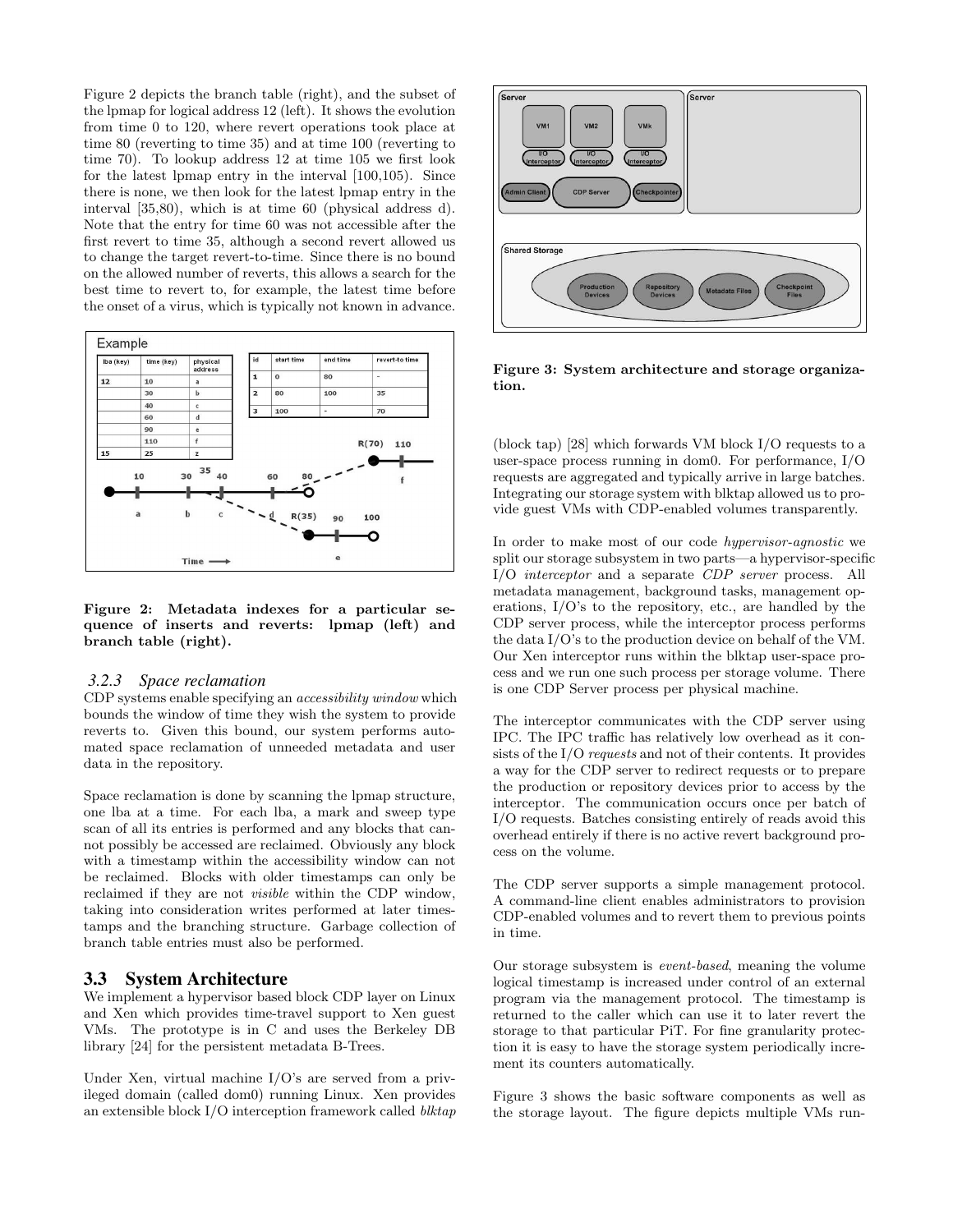Figure 2 depicts the branch table (right), and the subset of the lpmap for logical address 12 (left). It shows the evolution from time 0 to 120, where revert operations took place at time 80 (reverting to time 35) and at time 100 (reverting to time 70). To lookup address 12 at time 105 we first look for the latest lpmap entry in the interval [100,105). Since there is none, we then look for the latest lpmap entry in the interval [35,80), which is at time 60 (physical address d). Note that the entry for time 60 was not accessible after the first revert to time 35, although a second revert allowed us to change the target revert-to-time. Since there is no bound on the allowed number of reverts, this allows a search for the best time to revert to, for example, the latest time before the onset of a virus, which is typically not known in advance.

**Figure 2: Metadata indexes for a particular sequence of inserts and reverts: lpmap (left) and branch table (right).**

#### 3.2.3 Space reclamation

CDP systems enable specifying an *accessibility window* which bounds the window of time they wish the system to provide reverts to. Given this bound, our system performs automated space reclamation of unneeded metadata and user data in the repository.

Space reclamation is done by scanning the lpmap structure, one lba at a time. For each lba, a mark and sweep type scan of all its entries is performed and any blocks that cannot possibly be accessed are reclaimed. Obviously any block with a timestamp within the accessibility window can not be reclaimed. Blocks with older timestamps can only be reclaimed if they are not *visible* within the CDP window, taking into consideration writes performed at later timestamps and the branching structure. Garbage collection of branch table entries must also be performed.

### 3.3 System Architecture

We implement a hypervisor based block CDP layer on Linux and Xen which provides time-travel support to Xen guest VMs. The prototype is in C and uses the Berkeley DB library [24] for the persistent metadata B-Trees.

Under Xen, virtual machine I/O's are served from a privileged domain (called dom0) running Linux. Xen provides an extensible block I/O interception framework called *blktap* (block tap) [28] which forwards VM block I/O requests to a user-space process running in dom0. For performance, I/O requests are aggregated and typically arrive in large batches. Integrating our storage system with blktap allowed us to provide guest VMs with CDP-enabled volumes transparently.

**Figure 3: System architecture and storage organization.**

In order to make most of our code *hypervisor-agnostic* we split our storage subsystem in two parts—a hypervisor-specific I/O *interceptor* and a separate *CDP server* process. All metadata management, background tasks, management operations, I/O's to the repository, etc., are handled by the CDP server process, while the interceptor process performs the data I/O's to the production device on behalf of the VM. Our Xen interceptor runs within the blktap user-space process and we run one such process per storage volume. There is one CDP Server process per physical machine.

The interceptor communicates with the CDP server using IPC. The IPC traffic has relatively low overhead as it consists of the I/O *requests* and not of their contents. It provides a way for the CDP server to redirect requests or to prepare the production or repository devices prior to access by the interceptor. The communication occurs once per batch of I/O requests. Batches consisting entirely of reads avoid this overhead entirely if there is no active revert background process on the volume.

The CDP server supports a simple management protocol. A command-line client enables administrators to provision CDP-enabled volumes and to revert them to previous points in time.

Our storage subsystem is *event-based*, meaning the volume logical timestamp is increased under control of an external program via the management protocol. The timestamp is returned to the caller which can use it to later revert the storage to that particular PiT. For fine granularity protection it is easy to have the storage system periodically increment its counters automatically.

Figure 3 shows the basic software components as well as the storage layout. The figure depicts multiple VMs run-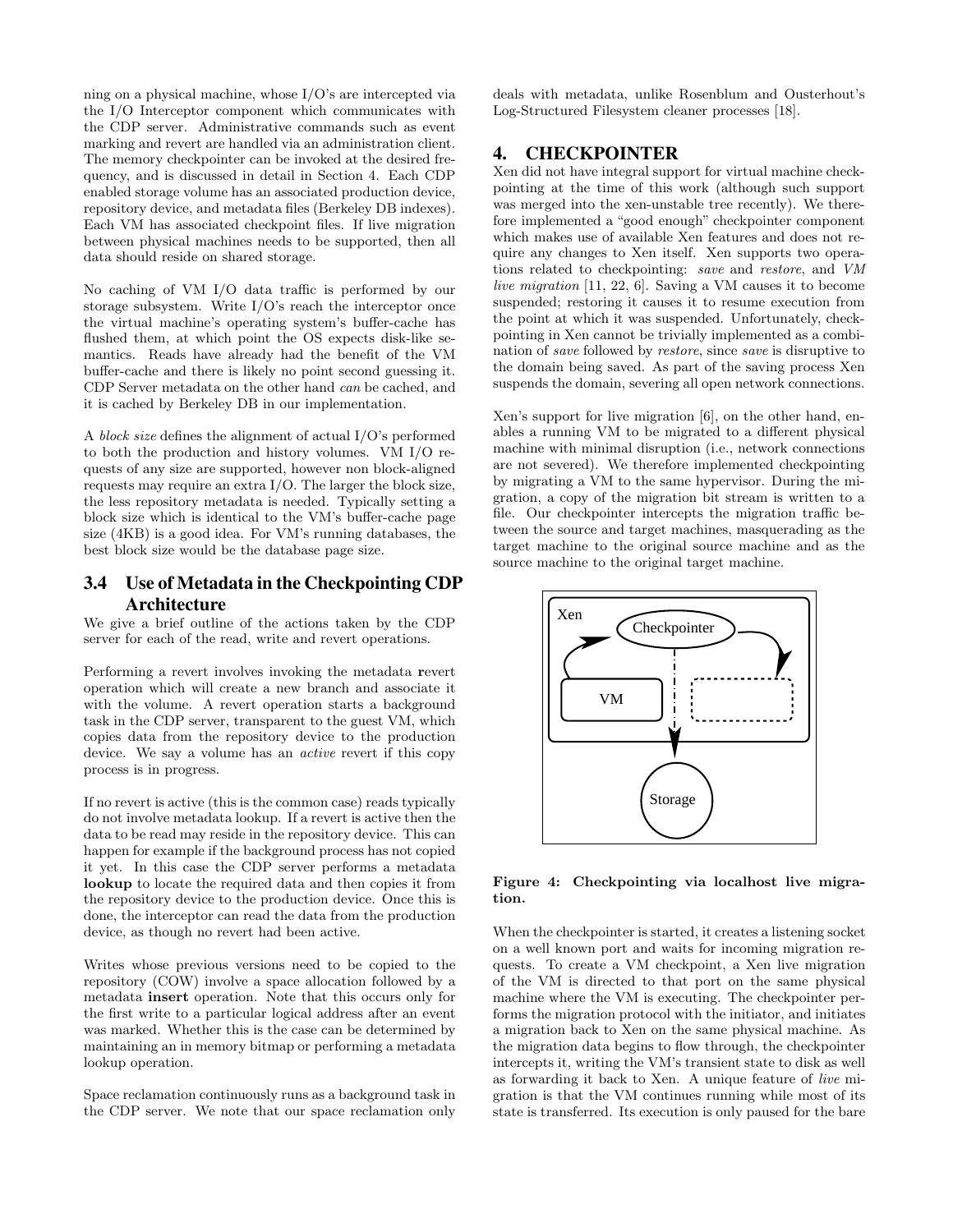ning on a physical machine, whose I/O's are intercepted via the I/O Interceptor component which communicates with the CDP server. Administrative commands such as event marking and revert are handled via an administration client. The memory checkpointer can be invoked at the desired frequency, and is discussed in detail in Section 4. Each CDP enabled storage volume has an associated production device, repository device, and metadata files (Berkeley DB indexes). Each VM has associated checkpoint files. If live migration between physical machines needs to be supported, then all data should reside on shared storage.

No caching of VM I/O data traffic is performed by our storage subsystem. Write I/O's reach the interceptor once the virtual machine's operating system's buffer-cache has flushed them, at which point the OS expects disk-like semantics. Reads have already had the benefit of the VM buffer-cache and there is likely no point second guessing it. CDP Server metadata on the other hand *can* be cached, and it is cached by Berkeley DB in our implementation.

A *block size* defines the alignment of actual I/O's performed to both the production and history volumes. VM I/O requests of any size are supported, however non block-aligned requests may require an extra I/O. The larger the block size, the less repository metadata is needed. Typically setting a block size which is identical to the VM's buffer-cache page size (4KB) is a good idea. For VM's running databases, the best block size would be the database page size.

## 3.4 Use of Metadata in the Checkpointing CDP Architecture

We give a brief outline of the actions taken by the CDP server for each of the read, write and revert operations.

Performing a revert involves invoking the metadata **r**evert operation which will create a new branch and associate it with the volume. A revert operation starts a background task in the CDP server, transparent to the guest VM, which copies data from the repository device to the production device. We say a volume has an *active* revert if this copy process is in progress.

If no revert is active (this is the common case) reads typically do not involve metadata lookup. If a revert is active then the data to be read may reside in the repository device. This can happen for example if the background process has not copied it yet. In this case the CDP server performs a metadata **lookup** to locate the required data and then copies it from the repository device to the production device. Once this is done, the interceptor can read the data from the production device, as though no revert had been active.

Writes whose previous versions need to be copied to the repository (COW) involve a space allocation followed by a metadata **insert** operation. Note that this occurs only for the first write to a particular logical address after an event was marked. Whether this is the case can be determined by maintaining an in memory bitmap or performing a metadata lookup operation.

Space reclamation continuously runs as a background task in the CDP server. We note that our space reclamation only deals with metadata, unlike Rosenblum and Ousterhout's Log-Structured Filesystem cleaner processes [18].

# 4. CHECKPOINTER

Xen did not have integral support for virtual machine checkpointing at the time of this work (although such support was merged into the xen-unstable tree recently). We therefore implemented a "good enough" checkpointer component which makes use of available Xen features and does not require any changes to Xen itself. Xen supports two operations related to checkpointing: *save* and *restore*, and *VM live migration* [11, 22, 6]. Saving a VM causes it to become suspended; restoring it causes it to resume execution from the point at which it was suspended. Unfortunately, checkpointing in Xen cannot be trivially implemented as a combination of *save* followed by *restore*, since *save* is disruptive to the domain being saved. As part of the saving process Xen suspends the domain, severing all open network connections.

Xen's support for live migration [6], on the other hand, enables a running VM to be migrated to a different physical machine with minimal disruption (i.e., network connections are not severed). We therefore implemented checkpointing by migrating a VM to the same hypervisor. During the migration, a copy of the migration bit stream is written to a file. Our checkpointer intercepts the migration traffic between the source and target machines, masquerading as the target machine to the original source machine and as the source machine to the original target machine.

Xen

Checkpointer

VM

Storage

**Figure 4: Checkpointing via localhost live migration.**

When the checkpointer is started, it creates a listening socket on a well known port and waits for incoming migration requests. To create a VM checkpoint, a Xen live migration of the VM is directed to that port on the same physical machine where the VM is executing. The checkpointer performs the migration protocol with the initiator, and initiates a migration back to Xen on the same physical machine. As the migration data begins to flow through, the checkpointer intercepts it, writing the VM's transient state to disk as well as forwarding it back to Xen. A unique feature of *live* migration is that the VM continues running while most of its state is transferred. Its execution is only paused for the bare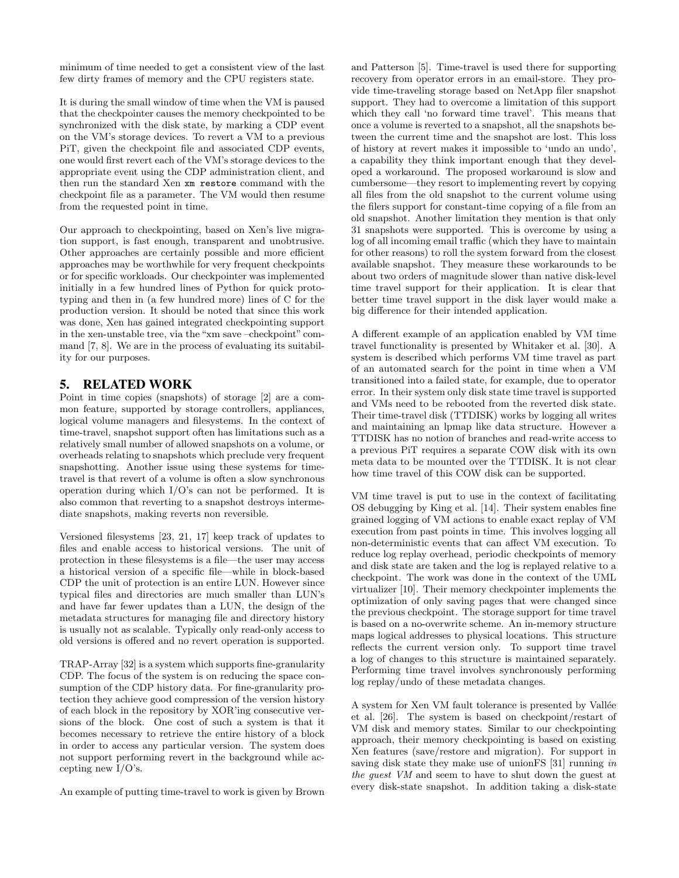minimum of time needed to get a consistent view of the last few dirty frames of memory and the CPU registers state.

It is during the small window of time when the VM is paused that the checkpointer causes the memory checkpointed to be synchronized with the disk state, by marking a CDP event on the VM's storage devices. To revert a VM to a previous PiT, given the checkpoint file and associated CDP events, one would first revert each of the VM's storage devices to the appropriate event using the CDP administration client, and then run the standard Xen `xm restore` command with the checkpoint file as a parameter. The VM would then resume from the requested point in time.

Our approach to checkpointing, based on Xen's live migration support, is fast enough, transparent and unobtrusive. Other approaches are certainly possible and more efficient approaches may be worthwhile for very frequent checkpoints or for specific workloads. Our checkpointer was implemented initially in a few hundred lines of Python for quick prototyping and then in (a few hundred more) lines of C for the production version. It should be noted that since this work was done, Xen has gained integrated checkpointing support in the xen-unstable tree, via the "xm save –checkpoint" command [7, 8]. We are in the process of evaluating its suitability for our purposes.

## 5. RELATED WORK

Point in time copies (snapshots) of storage [2] are a common feature, supported by storage controllers, appliances, logical volume managers and filesystems. In the context of time-travel, snapshot support often has limitations such as a relatively small number of allowed snapshots on a volume, or overheads relating to snapshots which preclude very frequent snapshotting. Another issue using these systems for time-travel is that revert of a volume is often a slow synchronous operation during which I/O's can not be performed. It is also common that reverting to a snapshot destroys intermediate snapshots, making reverts non reversible.

Versioned filesystems [23, 21, 17] keep track of updates to files and enable access to historical versions. The unit of protection in these filesystems is a file—the user may access a historical version of a specific file—while in block-based CDP the unit of protection is an entire LUN. However since typical files and directories are much smaller than LUN's and have far fewer updates than a LUN, the design of the metadata structures for managing file and directory history is usually not as scalable. Typically only read-only access to old versions is offered and no revert operation is supported.

TRAP-Array [32] is a system which supports fine-granularity CDP. The focus of the system is on reducing the space consumption of the CDP history data. For fine-granularity protection they achieve good compression of the version history of each block in the repository by XOR'ing consecutive versions of the block. One cost of such a system is that it becomes necessary to retrieve the entire history of a block in order to access any particular version. The system does not support performing revert in the background while accepting new I/O's.

An example of putting time-travel to work is given by Brown and Patterson [5]. Time-travel is used there for supporting recovery from operator errors in an email-store. They provide time-traveling storage based on NetApp filer snapshot support. They had to overcome a limitation of this support which they call 'no forward time travel'. This means that once a volume is reverted to a snapshot, all the snapshots between the current time and the snapshot are lost. This loss of history at revert makes it impossible to 'undo an undo', a capability they think important enough that they developed a workaround. The proposed workaround is slow and cumbersome—they resort to implementing revert by copying all files from the old snapshot to the current volume using the filers support for constant-time copying of a file from an old snapshot. Another limitation they mention is that only 31 snapshots were supported. This is overcome by using a log of all incoming email traffic (which they have to maintain for other reasons) to roll the system forward from the closest available snapshot. They measure these workarounds to be about two orders of magnitude slower than native disk-level time travel support for their application. It is clear that better time travel support in the disk layer would make a big difference for their intended application.

A different example of an application enabled by VM time travel functionality is presented by Whitaker et al. [30]. A system is described which performs VM time travel as part of an automated search for the point in time when a VM transitioned into a failed state, for example, due to operator error. In their system only disk state time travel is supported and VMs need to be rebooted from the reverted disk state. Their time-travel disk (TTDISK) works by logging all writes and maintaining an lpmap like data structure. However a TTDISK has no notion of branches and read-write access to a previous PiT requires a separate COW disk with its own meta data to be mounted over the TTDISK. It is not clear how time travel of this COW disk can be supported.

VM time travel is put to use in the context of facilitating OS debugging by King et al. [14]. Their system enables fine grained logging of VM actions to enable exact replay of VM execution from past points in time. This involves logging all non-deterministic events that can affect VM execution. To reduce log replay overhead, periodic checkpoints of memory and disk state are taken and the log is replayed relative to a checkpoint. The work was done in the context of the UML virtualizer [10]. Their memory checkpointer implements the optimization of only saving pages that were changed since the previous checkpoint. The storage support for time travel is based on a no-overwrite scheme. An in-memory structure maps logical addresses to physical locations. This structure reflects the current version only. To support time travel a log of changes to this structure is maintained separately. Performing time travel involves synchronously performing log replay/undo of these metadata changes.

A system for Xen VM fault tolerance is presented by Vallée et al. [26]. The system is based on checkpoint/restart of VM disk and memory states. Similar to our checkpointing approach, their memory checkpointing is based on existing Xen features (save/restore and migration). For support in saving disk state they make use of unionFS [31] running *in the guest VM* and seem to have to shut down the guest at every disk-state snapshot. In addition taking a disk-state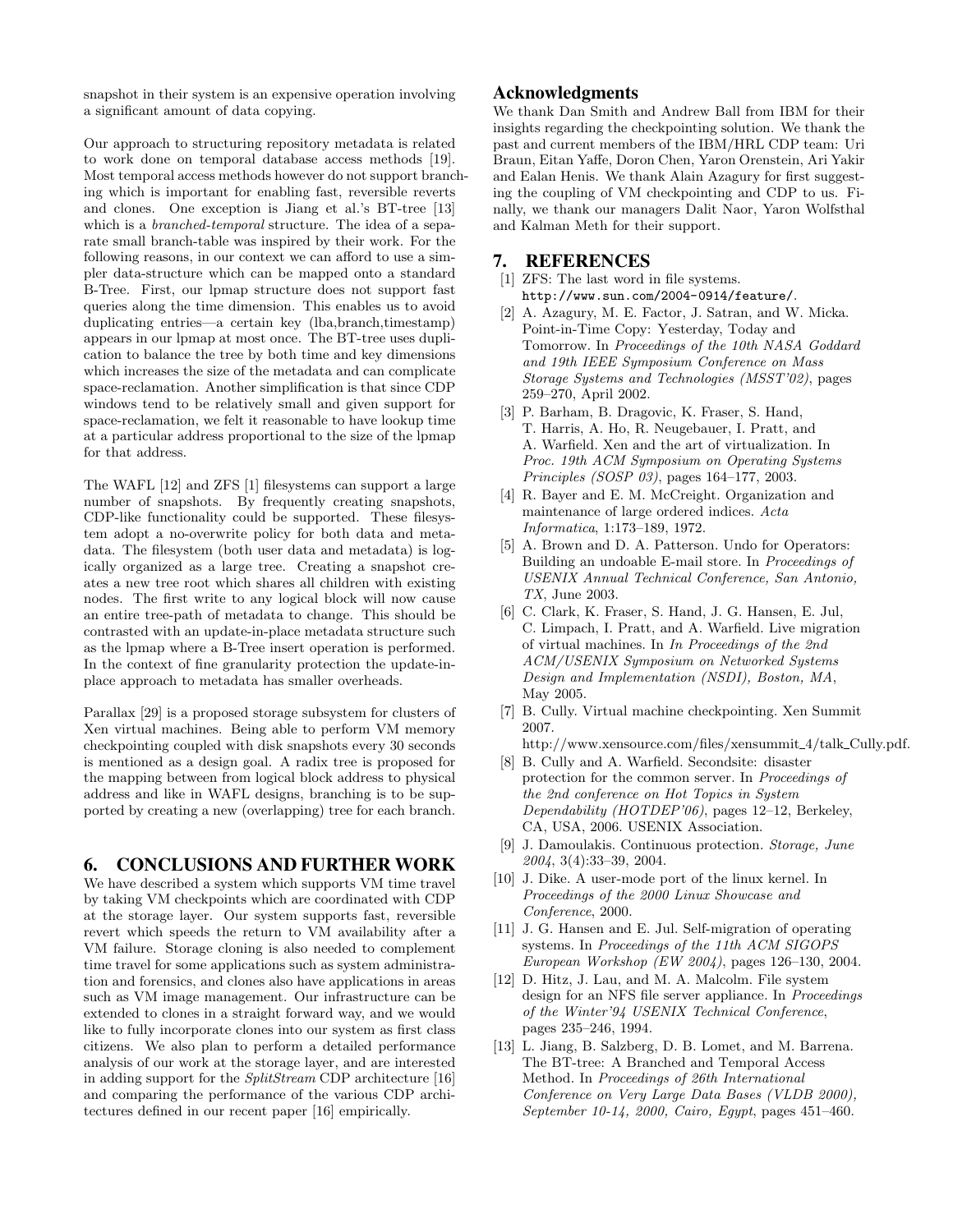snapshot in their system is an expensive operation involving a significant amount of data copying.

Our approach to structuring repository metadata is related to work done on temporal database access methods [19]. Most temporal access methods however do not support branching which is important for enabling fast, reversible reverts and clones. One exception is Jiang et al.'s BT-tree [13] which is a *branched-temporal* structure. The idea of a separate small branch-table was inspired by their work. For the following reasons, in our context we can afford to use a simpler data-structure which can be mapped onto a standard B-Tree. First, our lpmap structure does not support fast queries along the time dimension. This enables us to avoid duplicating entries—a certain key (lba,branch,timestamp) appears in our lpmap at most once. The BT-tree uses duplication to balance the tree by both time and key dimensions which increases the size of the metadata and can complicate space-reclamation. Another simplification is that since CDP windows tend to be relatively small and given support for space-reclamation, we felt it reasonable to have lookup time at a particular address proportional to the size of the lpmap for that address.

The WAFL [12] and ZFS [1] filesystems can support a large number of snapshots. By frequently creating snapshots, CDP-like functionality could be supported. These filesystem adopt a no-overwrite policy for both data and metadata. The filesystem (both user data and metadata) is logically organized as a large tree. Creating a snapshot creates a new tree root which shares all children with existing nodes. The first write to any logical block will now cause an entire tree-path of metadata to change. This should be contrasted with an update-in-place metadata structure such as the lpmap where a B-Tree insert operation is performed. In the context of fine granularity protection the update-in-place approach to metadata has smaller overheads.

Parallax [29] is a proposed storage subsystem for clusters of Xen virtual machines. Being able to perform VM memory checkpointing coupled with disk snapshots every 30 seconds is mentioned as a design goal. A radix tree is proposed for the mapping between from logical block address to physical address and like in WAFL designs, branching is to be supported by creating a new (overlapping) tree for each branch.

## 6. CONCLUSIONS AND FURTHER WORK

We have described a system which supports VM time travel by taking VM checkpoints which are coordinated with CDP at the storage layer. Our system supports fast, reversible revert which speeds the return to VM availability after a VM failure. Storage cloning is also needed to complement time travel for some applications such as system administration and forensics, and clones also have applications in areas such as VM image management. Our infrastructure can be extended to clones in a straight forward way, and we would like to fully incorporate clones into our system as first class citizens. We also plan to perform a detailed performance analysis of our work at the storage layer, and are interested in adding support for the *SplitStream* CDP architecture [16] and comparing the performance of the various CDP architectures defined in our recent paper [16] empirically.

## Acknowledgments

We thank Dan Smith and Andrew Ball from IBM for their insights regarding the checkpointing solution. We thank the past and current members of the IBM/HRL CDP team: Uri Braun, Eitan Yaffe, Doron Chen, Yaron Orenstein, Ari Yakir and Ealan Henis. We thank Alain Azagury for first suggesting the coupling of VM checkpointing and CDP to us. Finally, we thank our managers Dalit Naor, Yaron Wolfsthal and Kalman Meth for their support.

## 7. REFERENCES

[1] ZFS: The last word in file systems. http://www.sun.com/2004-0914/feature/.

[2] A. Azagury, M. E. Factor, J. Satran, and W. Micka. Point-in-Time Copy: Yesterday, Today and Tomorrow. In *Proceedings of the 10th NASA Goddard and 19th IEEE Symposium Conference on Mass Storage Systems and Technologies (MSST'02)*, pages 259–270, April 2002.

[3] P. Barham, B. Dragovic, K. Fraser, S. Hand, T. Harris, A. Ho, R. Neugebauer, I. Pratt, and A. Warfield. Xen and the art of virtualization. In *Proc. 19th ACM Symposium on Operating Systems Principles (SOSP 03)*, pages 164–177, 2003.

[4] R. Bayer and E. M. McCreight. Organization and maintenance of large ordered indices. *Acta Informatica*, 1:173–189, 1972.

[5] A. Brown and D. A. Patterson. Undo for Operators: Building an undoable E-mail store. In *Proceedings of USENIX Annual Technical Conference, San Antonio, TX*, June 2003.

[6] C. Clark, K. Fraser, S. Hand, J. G. Hansen, E. Jul, C. Limpach, I. Pratt, and A. Warfield. Live migration of virtual machines. In *In Proceedings of the 2nd ACM/USENIX Symposium on Networked Systems Design and Implementation (NSDI), Boston, MA*, May 2005.

[7] B. Cully. Virtual machine checkpointing. Xen Summit 2007. http://www.xensource.com/files/xensummit_4/talk_Cully.pdf.

[8] B. Cully and A. Warfield. Secondsite: disaster protection for the common server. In *Proceedings of the 2nd conference on Hot Topics in System Dependability (HOTDEP'06)*, pages 12–12, Berkeley, CA, USA, 2006. USENIX Association.

[9] J. Damoulakis. Continuous protection. *Storage, June 2004*, 3(4):33–39, 2004.

[10] J. Dike. A user-mode port of the linux kernel. In *Proceedings of the 2000 Linux Showcase and Conference*, 2000.

[11] J. G. Hansen and E. Jul. Self-migration of operating systems. In *Proceedings of the 11th ACM SIGOPS European Workshop (EW 2004)*, pages 126–130, 2004.

[12] D. Hitz, J. Lau, and M. A. Malcolm. File system design for an NFS file server appliance. In *Proceedings of the Winter'94 USENIX Technical Conference*, pages 235–246, 1994.

[13] L. Jiang, B. Salzberg, D. B. Lomet, and M. Barrena. The BT-tree: A Branched and Temporal Access Method. In *Proceedings of 26th International Conference on Very Large Data Bases (VLDB 2000), September 10-14, 2000, Cairo, Egypt*, pages 451–460.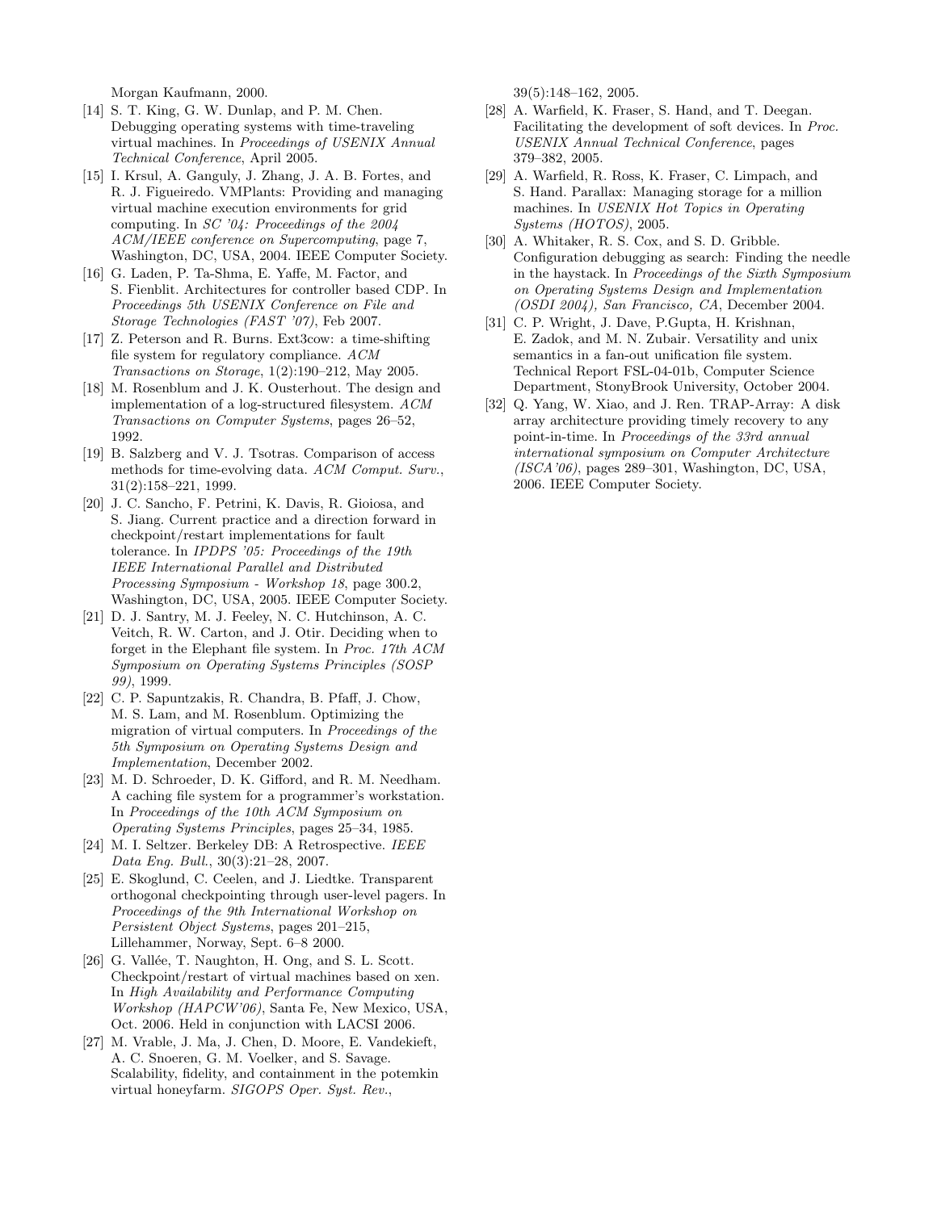Morgan Kaufmann, 2000.

[14] S. T. King, G. W. Dunlap, and P. M. Chen. Debugging operating systems with time-traveling virtual machines. In *Proceedings of USENIX Annual Technical Conference*, April 2005.

[15] I. Krsul, A. Ganguly, J. Zhang, J. A. B. Fortes, and R. J. Figueiredo. VMPlants: Providing and managing virtual machine execution environments for grid computing. In *SC '04: Proceedings of the 2004 ACM/IEEE conference on Supercomputing*, page 7, Washington, DC, USA, 2004. IEEE Computer Society.

[16] G. Laden, P. Ta-Shma, E. Yaffe, M. Factor, and S. Fienblit. Architectures for controller based CDP. In *Proceedings 5th USENIX Conference on File and Storage Technologies (FAST '07)*, Feb 2007.

[17] Z. Peterson and R. Burns. Ext3cow: a time-shifting file system for regulatory compliance. *ACM Transactions on Storage*, 1(2):190–212, May 2005.

[18] M. Rosenblum and J. K. Ousterhout. The design and implementation of a log-structured filesystem. *ACM Transactions on Computer Systems*, pages 26–52, 1992.

[19] B. Salzberg and V. J. Tsotras. Comparison of access methods for time-evolving data. *ACM Comput. Surv.*, 31(2):158–221, 1999.

[20] J. C. Sancho, F. Petrini, K. Davis, R. Gioiosa, and S. Jiang. Current practice and a direction forward in checkpoint/restart implementations for fault tolerance. In *IPDPS '05: Proceedings of the 19th IEEE International Parallel and Distributed Processing Symposium - Workshop 18*, page 300.2, Washington, DC, USA, 2005. IEEE Computer Society.

[21] D. J. Santry, M. J. Feeley, N. C. Hutchinson, A. C. Veitch, R. W. Carton, and J. Otir. Deciding when to forget in the Elephant file system. In *Proc. 17th ACM Symposium on Operating Systems Principles (SOSP 99)*, 1999.

[22] C. P. Sapuntzakis, R. Chandra, B. Pfaff, J. Chow, M. S. Lam, and M. Rosenblum. Optimizing the migration of virtual computers. In *Proceedings of the 5th Symposium on Operating Systems Design and Implementation*, December 2002.

[23] M. D. Schroeder, D. K. Gifford, and R. M. Needham. A caching file system for a programmer's workstation. In *Proceedings of the 10th ACM Symposium on Operating Systems Principles*, pages 25–34, 1985.

[24] M. I. Seltzer. Berkeley DB: A Retrospective. *IEEE Data Eng. Bull.*, 30(3):21–28, 2007.

[25] E. Skoglund, C. Ceelen, and J. Liedtke. Transparent orthogonal checkpointing through user-level pagers. In *Proceedings of the 9th International Workshop on Persistent Object Systems*, pages 201–215, Lillehammer, Norway, Sept. 6–8 2000.

[26] G. Vallée, T. Naughton, H. Ong, and S. L. Scott. Checkpoint/restart of virtual machines based on xen. In *High Availability and Performance Computing Workshop (HAPCW'06)*, Santa Fe, New Mexico, USA, Oct. 2006. Held in conjunction with LACSI 2006.

[27] M. Vrable, J. Ma, J. Chen, D. Moore, E. Vandekieft, A. C. Snoeren, G. M. Voelker, and S. Savage. Scalability, fidelity, and containment in the potemkin virtual honeyfarm. *SIGOPS Oper. Syst. Rev.*, 39(5):148–162, 2005.

[28] A. Warfield, K. Fraser, S. Hand, and T. Deegan. Facilitating the development of soft devices. In *Proc. USENIX Annual Technical Conference*, pages 379–382, 2005.

[29] A. Warfield, R. Ross, K. Fraser, C. Limpach, and S. Hand. Parallax: Managing storage for a million machines. In *USENIX Hot Topics in Operating Systems (HOTOS)*, 2005.

[30] A. Whitaker, R. S. Cox, and S. D. Gribble. Configuration debugging as search: Finding the needle in the haystack. In *Proceedings of the Sixth Symposium on Operating Systems Design and Implementation (OSDI 2004), San Francisco, CA*, December 2004.

[31] C. P. Wright, J. Dave, P.Gupta, H. Krishnan, E. Zadok, and M. N. Zubair. Versatility and unix semantics in a fan-out unification file system. Technical Report FSL-04-01b, Computer Science Department, StonyBrook University, October 2004.

[32] Q. Yang, W. Xiao, and J. Ren. TRAP-Array: A disk array architecture providing timely recovery to any point-in-time. In *Proceedings of the 33rd annual international symposium on Computer Architecture (ISCA'06)*, pages 289–301, Washington, DC, USA, 2006. IEEE Computer Society.